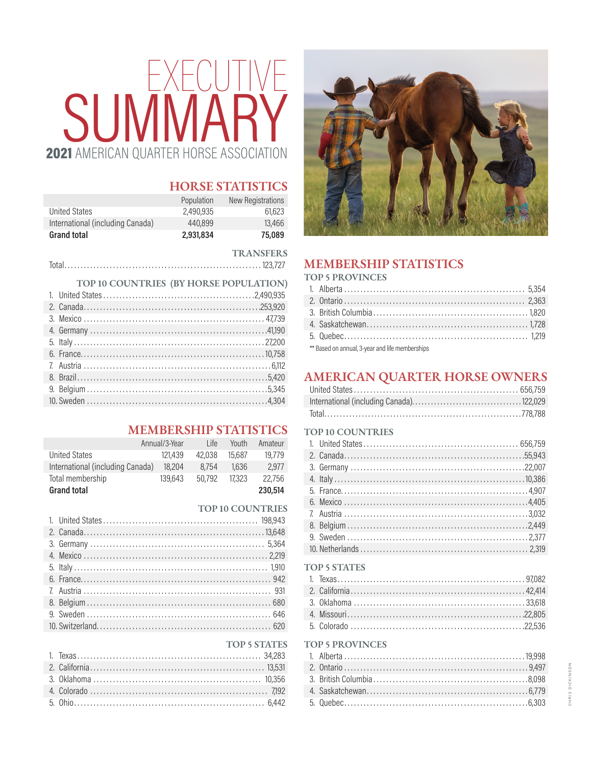# EXECUTIVE SUMMARY

**2021** AMERICAN QUARTER HORSE ASSOCIATION

## HORSE STATISTICS

| | Population | New Registrations |
|---|---|---|
| United States | 2,490,935 | 61,623 |
| International (including Canada) | 440,899 | 13,466 |
| **Grand total** | **2,931,834** | **75,089** |

### TRANSFERS

Total.......123,727

### TOP 10 COUNTRIES (BY HORSE POPULATION)

1. United States.......2,490,935
2. Canada.......253,920
3. Mexico.......47,739
4. Germany.......41,190
5. Italy.......27,200
6. France.......10,758
7. Austria.......6,112
8. Brazil.......5,420
9. Belgium.......5,345
10. Sweden.......4,304

## MEMBERSHIP STATISTICS

| | Annual/3-Year | Life | Youth | Amateur |
|---|---|---|---|---|
| United States | 121,439 | 42,038 | 15,687 | 19,779 |
| International (including Canada) | 18,204 | 8,754 | 1,636 | 2,977 |
| Total membership | 139,643 | 50,792 | 17,323 | 22,756 |
| **Grand total** | | | | **230,514** |

### TOP 10 COUNTRIES

1. United States.......198,943
2. Canada.......13,648
3. Germany.......5,364
4. Mexico.......2,219
5. Italy.......1,910
6. France.......942
7. Austria.......931
8. Belgium.......680
9. Sweden.......646
10. Switzerland.......620

### TOP 5 STATES

1. Texas.......34,283
2. California.......13,531
3. Oklahoma.......10,356
4. Colorado.......7,192
5. Ohio.......6,442

## MEMBERSHIP STATISTICS

### TOP 5 PROVINCES

1. Alberta.......5,354
2. Ontario.......2,363
3. British Columbia.......1,820
4. Saskatchewan.......1,728
5. Quebec.......1,219

** Based on annual, 3-year and life memberships

## AMERICAN QUARTER HORSE OWNERS

United States.......656,759
International (including Canada).......122,029
Total.......778,788

### TOP 10 COUNTRIES

1. United States.......656,759
2. Canada.......55,943
3. Germany.......22,007
4. Italy.......10,386
5. France.......4,907
6. Mexico.......4,405
7. Austria.......3,032
8. Belgium.......2,449
9. Sweden.......2,377
10. Netherlands.......2,319

### TOP 5 STATES

1. Texas.......97,082
2. California.......42,414
3. Oklahoma.......33,618
4. Missouri.......22,805
5. Colorado.......22,536

### TOP 5 PROVINCES

1. Alberta.......19,998
2. Ontario.......9,497
3. British Columbia.......8,098
4. Saskatchewan.......6,779
5. Quebec.......6,303

CHRIS DICKINSON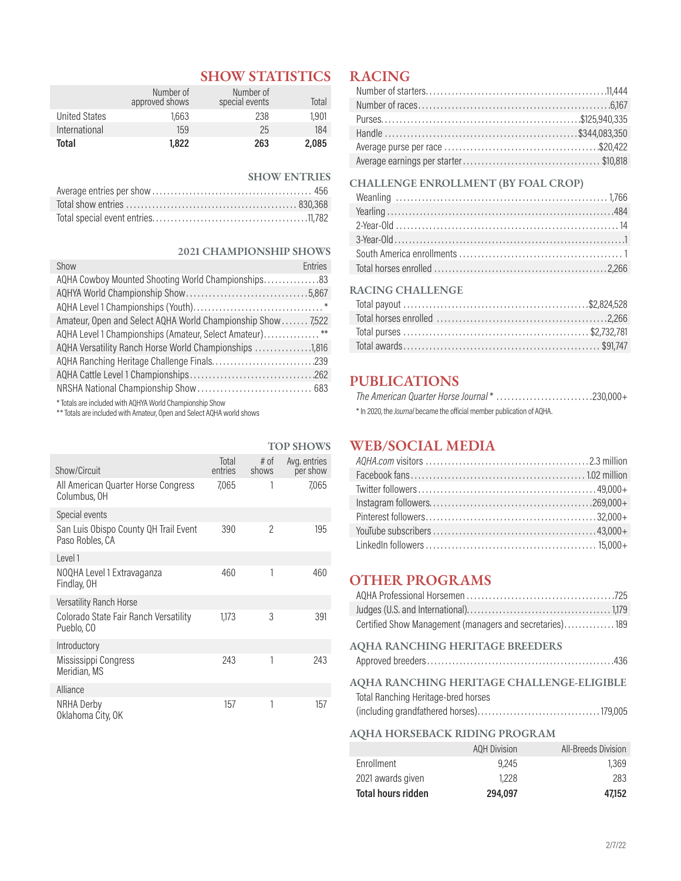## SHOW STATISTICS

| | Number of approved shows | Number of special events | Total |
|---|---|---|---|
| United States | 1,663 | 238 | 1,901 |
| International | 159 | 25 | 184 |
| **Total** | **1,822** | **263** | **2,085** |

### SHOW ENTRIES

| | |
|---|---|
| Average entries per show | 456 |
| Total show entries | 830,368 |
| Total special event entries | 11,782 |

### 2021 CHAMPIONSHIP SHOWS

| Show | Entries |
|---|---|
| AQHA Cowboy Mounted Shooting World Championships | 83 |
| AQHYA World Championship Show | 5,867 |
| AQHA Level 1 Championships (Youth) | * |
| Amateur, Open and Select AQHA World Championship Show | 7,522 |
| AQHA Level 1 Championships (Amateur, Select Amateur) | ** |
| AQHA Versatility Ranch Horse World Championships | 1,816 |
| AQHA Ranching Heritage Challenge Finals | 239 |
| AQHA Cattle Level 1 Championships | 262 |
| NRSHA National Championship Show | 683 |

\* Totals are included with AQHYA World Championship Show
\*\* Totals are included with Amateur, Open and Select AQHA world shows

### TOP SHOWS

| Show/Circuit | Total entries | # of shows | Avg. entries per show |
|---|---|---|---|
| All American Quarter Horse Congress Columbus, OH | 7,065 | 1 | 7,065 |
| **Special events** | | | |
| San Luis Obispo County QH Trail Event Paso Robles, CA | 390 | 2 | 195 |
| **Level 1** | | | |
| NOQHA Level 1 Extravaganza Findlay, OH | 460 | 1 | 460 |
| **Versatility Ranch Horse** | | | |
| Colorado State Fair Ranch Versatility Pueblo, CO | 1,173 | 3 | 391 |
| **Introductory** | | | |
| Mississippi Congress Meridian, MS | 243 | 1 | 243 |
| **Alliance** | | | |
| NRHA Derby Oklahoma City, OK | 157 | 1 | 157 |

## RACING

| | |
|---|---|
| Number of starters | 11,444 |
| Number of races | 6,167 |
| Purses | $125,940,335 |
| Handle | $344,083,350 |
| Average purse per race | $20,422 |
| Average earnings per starter | $10,818 |

### CHALLENGE ENROLLMENT (BY FOAL CROP)

| | |
|---|---|
| Weanling | 1,766 |
| Yearling | 484 |
| 2-Year-Old | 14 |
| 3-Year-Old | 1 |
| South America enrollments | 1 |
| Total horses enrolled | 2,266 |

### RACING CHALLENGE

| | |
|---|---|
| Total payout | $2,824,528 |
| Total horses enrolled | 2,266 |
| Total purses | $2,732,781 |
| Total awards | $91,747 |

## PUBLICATIONS

*The American Quarter Horse Journal* * .......... 230,000+

\* In 2020, the *Journal* became the official member publication of AQHA.

## WEB/SOCIAL MEDIA

| | |
|---|---|
| *AQHA.com* visitors | 2.3 million |
| Facebook fans | 1.02 million |
| Twitter followers | 49,000+ |
| Instagram followers | 269,000+ |
| Pinterest followers | 32,000+ |
| YouTube subscribers | 43,000+ |
| LinkedIn followers | 15,000+ |

## OTHER PROGRAMS

| | |
|---|---|
| AQHA Professional Horsemen | 725 |
| Judges (U.S. and International) | 1,179 |
| Certified Show Management (managers and secretaries) | 189 |

### AQHA RANCHING HERITAGE BREEDERS

Approved breeders .......... 436

### AQHA RANCHING HERITAGE CHALLENGE-ELIGIBLE

Total Ranching Heritage-bred horses (including grandfathered horses) .......... 179,005

### AQHA HORSEBACK RIDING PROGRAM

| | AQH Division | All-Breeds Division |
|---|---|---|
| Enrollment | 9,245 | 1,369 |
| 2021 awards given | 1,228 | 283 |
| **Total hours ridden** | **294,097** | **47,152** |

2/7/22